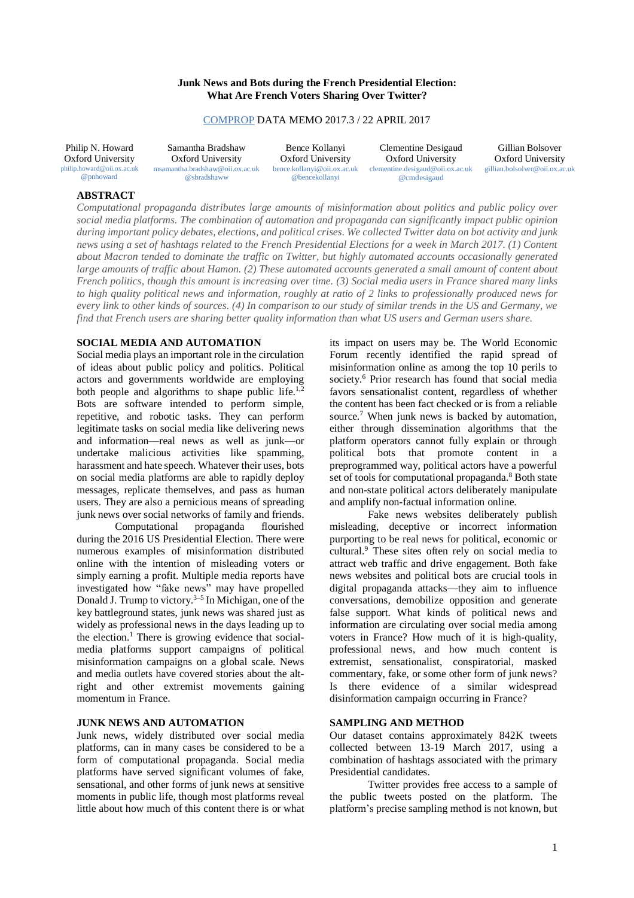**Junk News and Bots during the French Presidential Election: What Are French Voters Sharing Over Twitter?**

COMPROP DATA MEMO 2017.3 / 22 APRIL 2017

| Philip N. Howard | Samantha Bradshaw | Bence Kollanyi | Clementine Desigaud | Gillian Bolsover |
|---|---|---|---|---|
| Oxford University | Oxford University | Oxford University | Oxford University | Oxford University |
| philip.howard@oii.ox.ac.uk | msamantha.bradshaw@oii.ox.ac.uk | bence.kollanyi@oii.ox.ac.uk | clementine.desigaud@oii.ox.ac.uk | gillian.bolsover@oii.ox.ac.uk |
| @pnhoward | @sbradshaww | @bencekollanyi | @cmdesigaud | |

## ABSTRACT

*Computational propaganda distributes large amounts of misinformation about politics and public policy over social media platforms. The combination of automation and propaganda can significantly impact public opinion during important policy debates, elections, and political crises. We collected Twitter data on bot activity and junk news using a set of hashtags related to the French Presidential Elections for a week in March 2017. (1) Content about Macron tended to dominate the traffic on Twitter, but highly automated accounts occasionally generated large amounts of traffic about Hamon. (2) These automated accounts generated a small amount of content about French politics, though this amount is increasing over time. (3) Social media users in France shared many links to high quality political news and information, roughly at ratio of 2 links to professionally produced news for every link to other kinds of sources. (4) In comparison to our study of similar trends in the US and Germany, we find that French users are sharing better quality information than what US users and German users share.*

## SOCIAL MEDIA AND AUTOMATION

Social media plays an important role in the circulation of ideas about public policy and politics. Political actors and governments worldwide are employing both people and algorithms to shape public life.[1,2] Bots are software intended to perform simple, repetitive, and robotic tasks. They can perform legitimate tasks on social media like delivering news and information—real news as well as junk—or undertake malicious activities like spamming, harassment and hate speech. Whatever their uses, bots on social media platforms are able to rapidly deploy messages, replicate themselves, and pass as human users. They are also a pernicious means of spreading junk news over social networks of family and friends.

Computational propaganda flourished during the 2016 US Presidential Election. There were numerous examples of misinformation distributed online with the intention of misleading voters or simply earning a profit. Multiple media reports have investigated how "fake news" may have propelled Donald J. Trump to victory.[3–5] In Michigan, one of the key battleground states, junk news was shared just as widely as professional news in the days leading up to the election.[1] There is growing evidence that social-media platforms support campaigns of political misinformation campaigns on a global scale. News and media outlets have covered stories about the alt-right and other extremist movements gaining momentum in France.

## JUNK NEWS AND AUTOMATION

Junk news, widely distributed over social media platforms, can in many cases be considered to be a form of computational propaganda. Social media platforms have served significant volumes of fake, sensational, and other forms of junk news at sensitive moments in public life, though most platforms reveal little about how much of this content there is or what its impact on users may be. The World Economic Forum recently identified the rapid spread of misinformation online as among the top 10 perils to society.[6] Prior research has found that social media favors sensationalist content, regardless of whether the content has been fact checked or is from a reliable source.[7] When junk news is backed by automation, either through dissemination algorithms that the platform operators cannot fully explain or through political bots that promote content in a preprogrammed way, political actors have a powerful set of tools for computational propaganda.[8] Both state and non-state political actors deliberately manipulate and amplify non-factual information online.

Fake news websites deliberately publish misleading, deceptive or incorrect information purporting to be real news for political, economic or cultural.[9] These sites often rely on social media to attract web traffic and drive engagement. Both fake news websites and political bots are crucial tools in digital propaganda attacks—they aim to influence conversations, demobilize opposition and generate false support. What kinds of political news and information are circulating over social media among voters in France? How much of it is high-quality, professional news, and how much content is extremist, sensationalist, conspiratorial, masked commentary, fake, or some other form of junk news? Is there evidence of a similar widespread disinformation campaign occurring in France?

## SAMPLING AND METHOD

Our dataset contains approximately 842K tweets collected between 13-19 March 2017, using a combination of hashtags associated with the primary Presidential candidates.

Twitter provides free access to a sample of the public tweets posted on the platform. The platform's precise sampling method is not known, but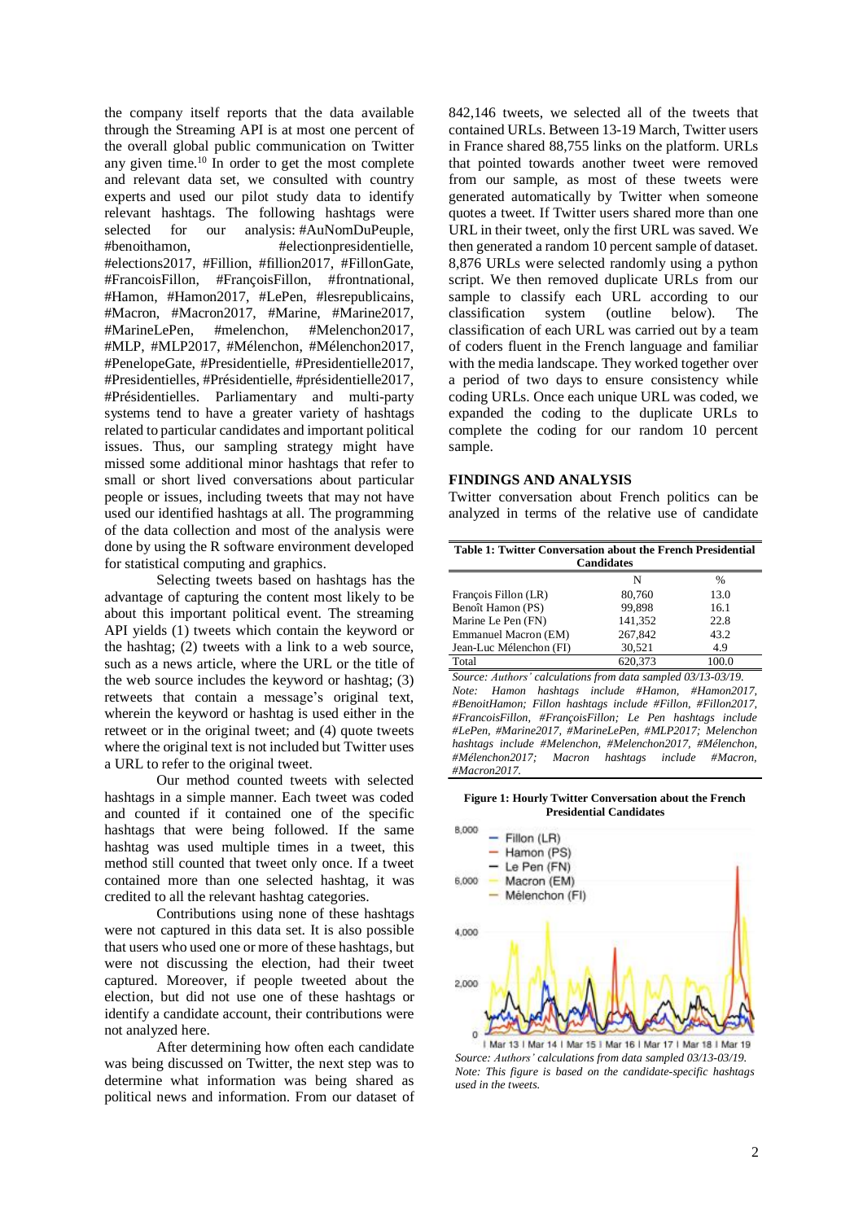the company itself reports that the data available through the Streaming API is at most one percent of the overall global public communication on Twitter any given time.[10] In order to get the most complete and relevant data set, we consulted with country experts and used our pilot study data to identify relevant hashtags. The following hashtags were selected for our analysis: #AuNomDuPeuple, #benoithamon, #electionpresidentielle, #elections2017, #Fillion, #fillion2017, #FillonGate, #FrancoisFillon, #FrançoisFillon, #frontnational, #Hamon, #Hamon2017, #LePen, #lesrepublicains, #Macron, #Macron2017, #Marine, #Marine2017, #MarineLePen, #melenchon, #Melenchon2017, #MLP, #MLP2017, #Mélenchon, #Mélenchon2017, #PenelopeGate, #Presidentielle, #Presidentielle2017, #Presidentielles, #Présidentielle, #présidentielle2017, #Présidentielles. Parliamentary and multi-party systems tend to have a greater variety of hashtags related to particular candidates and important political issues. Thus, our sampling strategy might have missed some additional minor hashtags that refer to small or short lived conversations about particular people or issues, including tweets that may not have used our identified hashtags at all. The programming of the data collection and most of the analysis were done by using the R software environment developed for statistical computing and graphics.

Selecting tweets based on hashtags has the advantage of capturing the content most likely to be about this important political event. The streaming API yields (1) tweets which contain the keyword or the hashtag; (2) tweets with a link to a web source, such as a news article, where the URL or the title of the web source includes the keyword or hashtag; (3) retweets that contain a message's original text, wherein the keyword or hashtag is used either in the retweet or in the original tweet; and (4) quote tweets where the original text is not included but Twitter uses a URL to refer to the original tweet.

Our method counted tweets with selected hashtags in a simple manner. Each tweet was coded and counted if it contained one of the specific hashtags that were being followed. If the same hashtag was used multiple times in a tweet, this method still counted that tweet only once. If a tweet contained more than one selected hashtag, it was credited to all the relevant hashtag categories.

Contributions using none of these hashtags were not captured in this data set. It is also possible that users who used one or more of these hashtags, but were not discussing the election, had their tweet captured. Moreover, if people tweeted about the election, but did not use one of these hashtags or identify a candidate account, their contributions were not analyzed here.

After determining how often each candidate was being discussed on Twitter, the next step was to determine what information was being shared as political news and information. From our dataset of 842,146 tweets, we selected all of the tweets that contained URLs. Between 13-19 March, Twitter users in France shared 88,755 links on the platform. URLs that pointed towards another tweet were removed from our sample, as most of these tweets were generated automatically by Twitter when someone quotes a tweet. If Twitter users shared more than one URL in their tweet, only the first URL was saved. We then generated a random 10 percent sample of dataset. 8,876 URLs were selected randomly using a python script. We then removed duplicate URLs from our sample to classify each URL according to our classification system (outline below). The classification of each URL was carried out by a team of coders fluent in the French language and familiar with the media landscape. They worked together over a period of two days to ensure consistency while coding URLs. Once each unique URL was coded, we expanded the coding to the duplicate URLs to complete the coding for our random 10 percent sample.

## FINDINGS AND ANALYSIS

Twitter conversation about French politics can be analyzed in terms of the relative use of candidate

**Table 1: Twitter Conversation about the French Presidential Candidates**

| | N | % |
|---|---|---|
| François Fillon (LR) | 80,760 | 13.0 |
| Benoît Hamon (PS) | 99,898 | 16.1 |
| Marine Le Pen (FN) | 141,352 | 22.8 |
| Emmanuel Macron (EM) | 267,842 | 43.2 |
| Jean-Luc Mélenchon (FI) | 30,521 | 4.9 |
| Total | 620,373 | 100.0 |

*Source: Authors' calculations from data sampled 03/13-03/19.*
*Note: Hamon hashtags include #Hamon, #Hamon2017, #BenoitHamon; Fillon hashtags include #Fillon, #Fillon2017, #FrancoisFillon, #FrançoisFillon; Le Pen hashtags include #LePen, #Marine2017, #MarineLePen, #MLP2017; Melenchon hashtags include #Melenchon, #Melenchon2017, #Mélenchon, #Mélenchon2017; Macron hashtags include #Macron, #Macron2017.*

**Figure 1: Hourly Twitter Conversation about the French Presidential Candidates**

*Source: Authors' calculations from data sampled 03/13-03/19.*
*Note: This figure is based on the candidate-specific hashtags used in the tweets.*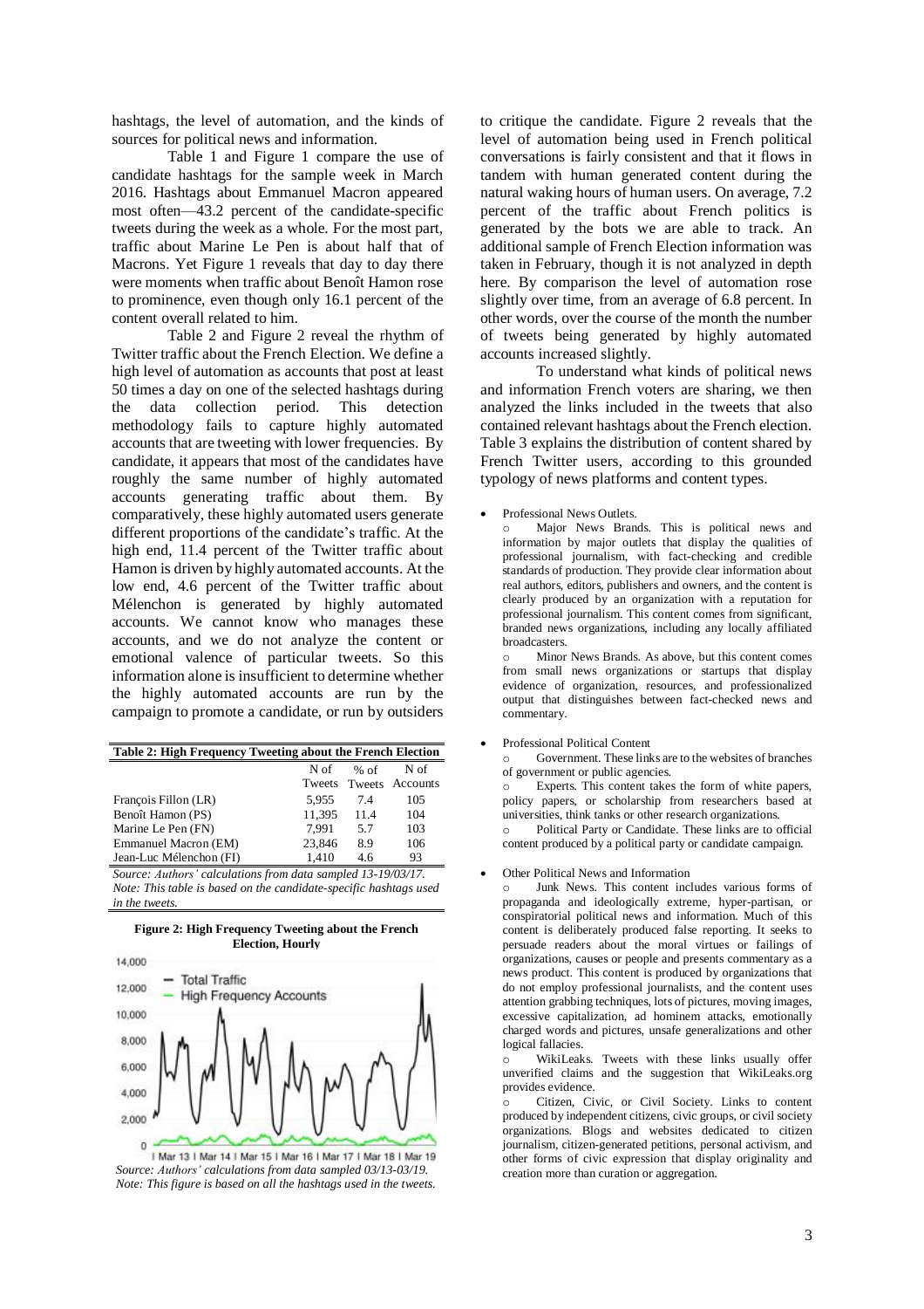hashtags, the level of automation, and the kinds of sources for political news and information.

Table 1 and Figure 1 compare the use of candidate hashtags for the sample week in March 2016. Hashtags about Emmanuel Macron appeared most often—43.2 percent of the candidate-specific tweets during the week as a whole. For the most part, traffic about Marine Le Pen is about half that of Macrons. Yet Figure 1 reveals that day to day there were moments when traffic about Benoît Hamon rose to prominence, even though only 16.1 percent of the content overall related to him.

Table 2 and Figure 2 reveal the rhythm of Twitter traffic about the French Election. We define a high level of automation as accounts that post at least 50 times a day on one of the selected hashtags during the data collection period. This detection methodology fails to capture highly automated accounts that are tweeting with lower frequencies. By candidate, it appears that most of the candidates have roughly the same number of highly automated accounts generating traffic about them. By comparatively, these highly automated users generate different proportions of the candidate's traffic. At the high end, 11.4 percent of the Twitter traffic about Hamon is driven by highly automated accounts. At the low end, 4.6 percent of the Twitter traffic about Mélenchon is generated by highly automated accounts. We cannot know who manages these accounts, and we do not analyze the content or emotional valence of particular tweets. So this information alone is insufficient to determine whether the highly automated accounts are run by the campaign to promote a candidate, or run by outsiders to critique the candidate. Figure 2 reveals that the level of automation being used in French political conversations is fairly consistent and that it flows in tandem with human generated content during the natural waking hours of human users. On average, 7.2 percent of the traffic about French politics is generated by the bots we are able to track. An additional sample of French Election information was taken in February, though it is not analyzed in depth here. By comparison the level of automation rose slightly over time, from an average of 6.8 percent. In other words, over the course of the month the number of tweets being generated by highly automated accounts increased slightly.

**Table 2: High Frequency Tweeting about the French Election**

| | N of Tweets | % of Tweets | N of Accounts |
|---|---|---|---|
| François Fillon (LR) | 5,955 | 7.4 | 105 |
| Benoît Hamon (PS) | 11,395 | 11.4 | 104 |
| Marine Le Pen (FN) | 7,991 | 5.7 | 103 |
| Emmanuel Macron (EM) | 23,846 | 8.9 | 106 |
| Jean-Luc Mélenchon (FI) | 1,410 | 4.6 | 93 |

*Source: Authors' calculations from data sampled 13-19/03/17.*
*Note: This table is based on the candidate-specific hashtags used in the tweets.*

**Figure 2: High Frequency Tweeting about the French Election, Hourly**

*Source: Authors' calculations from data sampled 03/13-03/19.*
*Note: This figure is based on all the hashtags used in the tweets.*

To understand what kinds of political news and information French voters are sharing, we then analyzed the links included in the tweets that also contained relevant hashtags about the French election. Table 3 explains the distribution of content shared by French Twitter users, according to this grounded typology of news platforms and content types.

- Professional News Outlets.
  - Major News Brands. This is political news and information by major outlets that display the qualities of professional journalism, with fact-checking and credible standards of production. They provide clear information about real authors, editors, publishers and owners, and the content is clearly produced by an organization with a reputation for professional journalism. This content comes from significant, branded news organizations, including any locally affiliated broadcasters.
  - Minor News Brands. As above, but this content comes from small news organizations or startups that display evidence of organization, resources, and professionalized output that distinguishes between fact-checked news and commentary.
- Professional Political Content
  - Government. These links are to the websites of branches of government or public agencies.
  - Experts. This content takes the form of white papers, policy papers, or scholarship from researchers based at universities, think tanks or other research organizations.
  - Political Party or Candidate. These links are to official content produced by a political party or candidate campaign.
- Other Political News and Information
  - Junk News. This content includes various forms of propaganda and ideologically extreme, hyper-partisan, or conspiratorial political news and information. Much of this content is deliberately produced false reporting. It seeks to persuade readers about the moral virtues or failings of organizations, causes or people and presents commentary as a news product. This content is produced by organizations that do not employ professional journalists, and the content uses attention grabbing techniques, lots of pictures, moving images, excessive capitalization, ad hominem attacks, emotionally charged words and pictures, unsafe generalizations and other logical fallacies.
  - WikiLeaks. Tweets with these links usually offer unverified claims and the suggestion that WikiLeaks.org provides evidence.
  - Citizen, Civic, or Civil Society. Links to content produced by independent citizens, civic groups, or civil society organizations. Blogs and websites dedicated to citizen journalism, citizen-generated petitions, personal activism, and other forms of civic expression that display originality and creation more than curation or aggregation.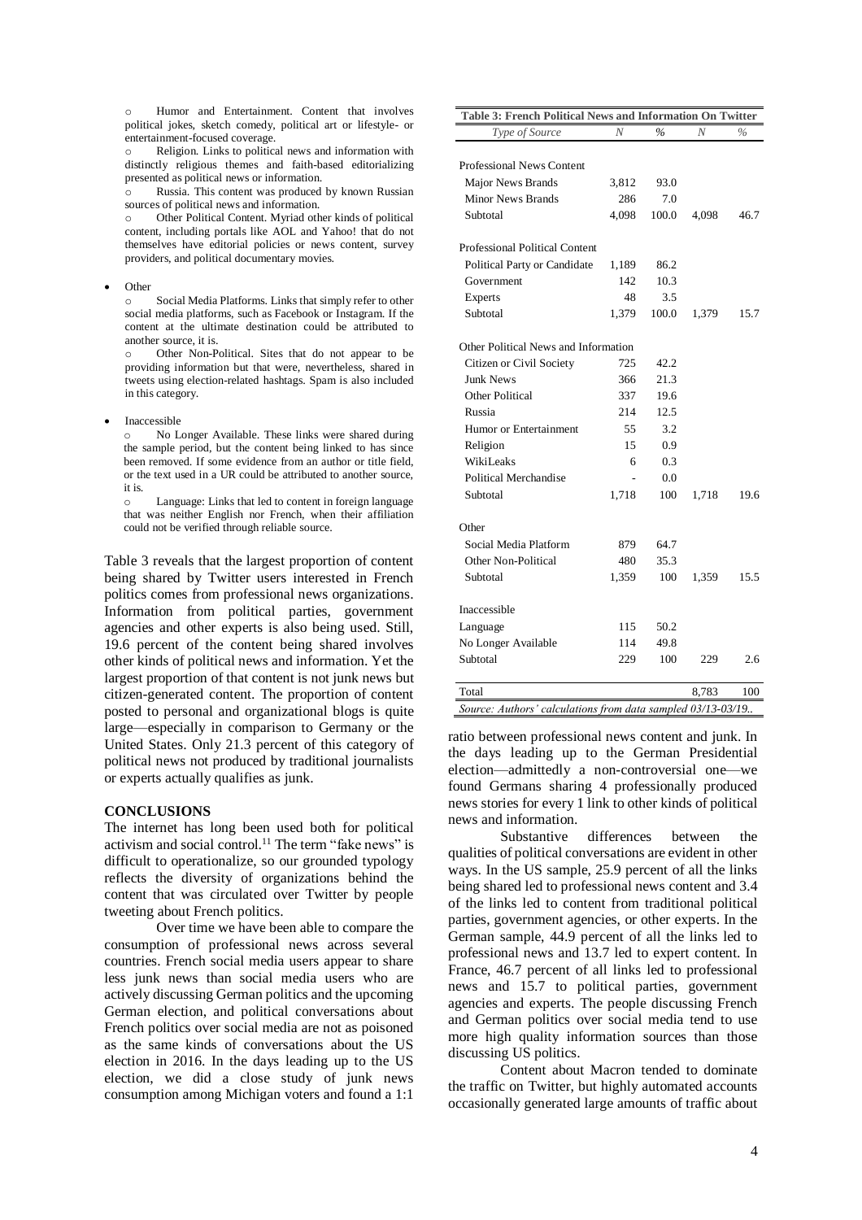- Humor and Entertainment. Content that involves political jokes, sketch comedy, political art or lifestyle- or entertainment-focused coverage.
- Religion. Links to political news and information with distinctly religious themes and faith-based editorializing presented as political news or information.
- Russia. This content was produced by known Russian sources of political news and information.
- Other Political Content. Myriad other kinds of political content, including portals like AOL and Yahoo! that do not themselves have editorial policies or news content, survey providers, and political documentary movies.

- Other
  - Social Media Platforms. Links that simply refer to other social media platforms, such as Facebook or Instagram. If the content at the ultimate destination could be attributed to another source, it is.
  - Other Non-Political. Sites that do not appear to be providing information but that were, nevertheless, shared in tweets using election-related hashtags. Spam is also included in this category.

- Inaccessible
  - No Longer Available. These links were shared during the sample period, but the content being linked to has since been removed. If some evidence from an author or title field, or the text used in a UR could be attributed to another source, it is.
  - Language: Links that led to content in foreign language that was neither English nor French, when their affiliation could not be verified through reliable source.

Table 3 reveals that the largest proportion of content being shared by Twitter users interested in French politics comes from professional news organizations. Information from political parties, government agencies and other experts is also being used. Still, 19.6 percent of the content being shared involves other kinds of political news and information. Yet the largest proportion of that content is not junk news but citizen-generated content. The proportion of content posted to personal and organizational blogs is quite large—especially in comparison to Germany or the United States. Only 21.3 percent of this category of political news not produced by traditional journalists or experts actually qualifies as junk.

**Table 3: French Political News and Information On Twitter**

| *Type of Source* | *N* | *%* | *N* | *%* |
|---|---|---|---|---|
| Professional News Content | | | | |
| Major News Brands | 3,812 | 93.0 | | |
| Minor News Brands | 286 | 7.0 | | |
| Subtotal | 4,098 | 100.0 | 4,098 | 46.7 |
| Professional Political Content | | | | |
| Political Party or Candidate | 1,189 | 86.2 | | |
| Government | 142 | 10.3 | | |
| Experts | 48 | 3.5 | | |
| Subtotal | 1,379 | 100.0 | 1,379 | 15.7 |
| Other Political News and Information | | | | |
| Citizen or Civil Society | 725 | 42.2 | | |
| Junk News | 366 | 21.3 | | |
| Other Political | 337 | 19.6 | | |
| Russia | 214 | 12.5 | | |
| Humor or Entertainment | 55 | 3.2 | | |
| Religion | 15 | 0.9 | | |
| WikiLeaks | 6 | 0.3 | | |
| Political Merchandise | - | 0.0 | | |
| Subtotal | 1,718 | 100 | 1,718 | 19.6 |
| Other | | | | |
| Social Media Platform | 879 | 64.7 | | |
| Other Non-Political | 480 | 35.3 | | |
| Subtotal | 1,359 | 100 | 1,359 | 15.5 |
| Inaccessible | | | | |
| Language | 115 | 50.2 | | |
| No Longer Available | 114 | 49.8 | | |
| Subtotal | 229 | 100 | 229 | 2.6 |
| Total | | | 8,783 | 100 |

*Source: Authors' calculations from data sampled 03/13-03/19..*

## CONCLUSIONS

The internet has long been used both for political activism and social control.[11] The term "fake news" is difficult to operationalize, so our grounded typology reflects the diversity of organizations behind the content that was circulated over Twitter by people tweeting about French politics.

Over time we have been able to compare the consumption of professional news across several countries. French social media users appear to share less junk news than social media users who are actively discussing German politics and the upcoming German election, and political conversations about French politics over social media are not as poisoned as the same kinds of conversations about the US election in 2016. In the days leading up to the US election, we did a close study of junk news consumption among Michigan voters and found a 1:1 ratio between professional news content and junk. In the days leading up to the German Presidential election—admittedly a non-controversial one—we found Germans sharing 4 professionally produced news stories for every 1 link to other kinds of political news and information.

Substantive differences between the qualities of political conversations are evident in other ways. In the US sample, 25.9 percent of all the links being shared led to professional news content and 3.4 of the links led to content from traditional political parties, government agencies, or other experts. In the German sample, 44.9 percent of all the links led to professional news and 13.7 led to expert content. In France, 46.7 percent of all links led to professional news and 15.7 to political parties, government agencies and experts. The people discussing French and German politics over social media tend to use more high quality information sources than those discussing US politics.

Content about Macron tended to dominate the traffic on Twitter, but highly automated accounts occasionally generated large amounts of traffic about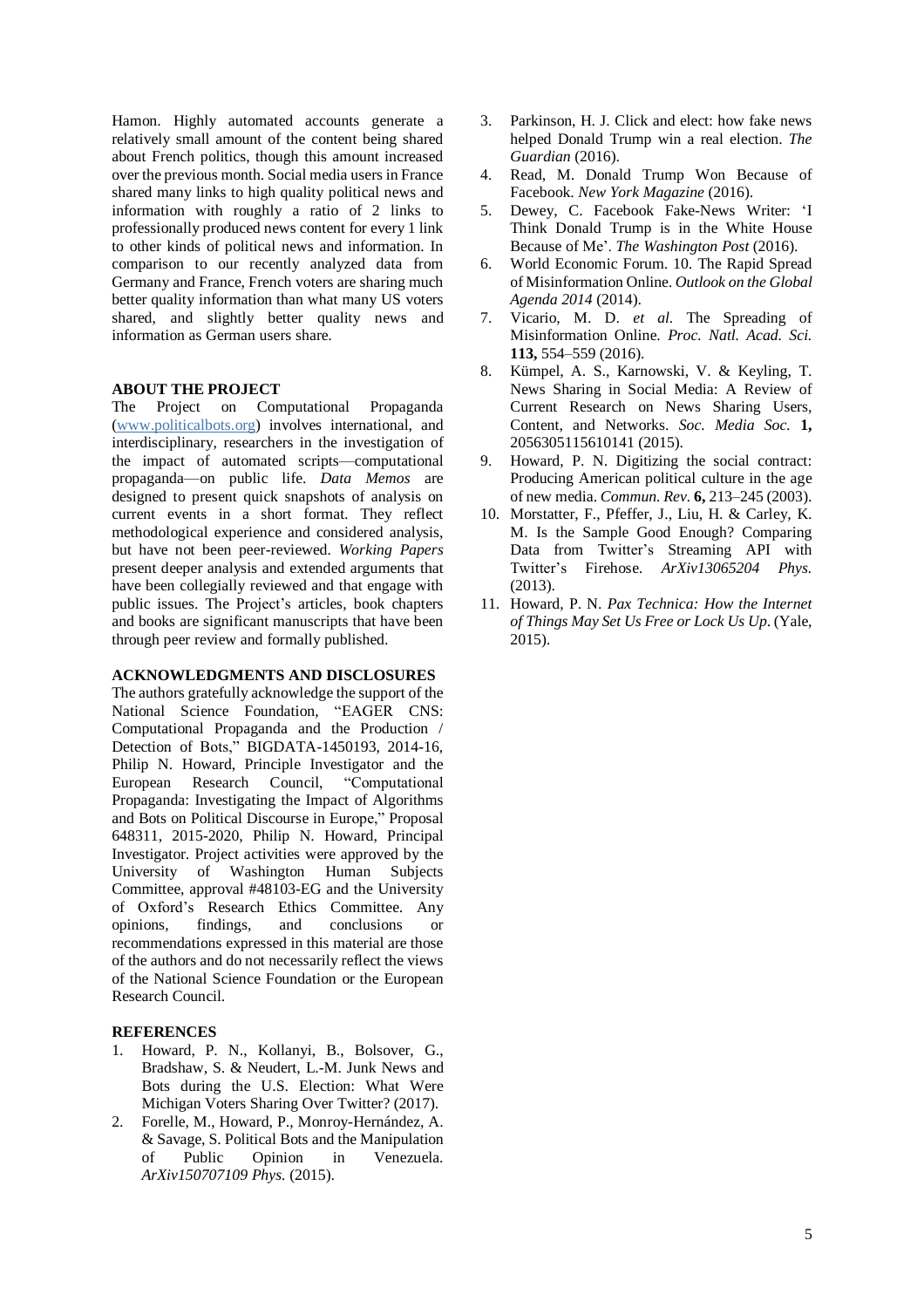Hamon. Highly automated accounts generate a relatively small amount of the content being shared about French politics, though this amount increased over the previous month. Social media users in France shared many links to high quality political news and information with roughly a ratio of 2 links to professionally produced news content for every 1 link to other kinds of political news and information. In comparison to our recently analyzed data from Germany and France, French voters are sharing much better quality information than what many US voters shared, and slightly better quality news and information as German users share.

## ABOUT THE PROJECT

The Project on Computational Propaganda (www.politicalbots.org) involves international, and interdisciplinary, researchers in the investigation of the impact of automated scripts—computational propaganda—on public life. *Data Memos* are designed to present quick snapshots of analysis on current events in a short format. They reflect methodological experience and considered analysis, but have not been peer-reviewed. *Working Papers* present deeper analysis and extended arguments that have been collegially reviewed and that engage with public issues. The Project's articles, book chapters and books are significant manuscripts that have been through peer review and formally published.

## ACKNOWLEDGMENTS AND DISCLOSURES

The authors gratefully acknowledge the support of the National Science Foundation, "EAGER CNS: Computational Propaganda and the Production / Detection of Bots," BIGDATA-1450193, 2014-16, Philip N. Howard, Principle Investigator and the European Research Council, "Computational Propaganda: Investigating the Impact of Algorithms and Bots on Political Discourse in Europe," Proposal 648311, 2015-2020, Philip N. Howard, Principal Investigator. Project activities were approved by the University of Washington Human Subjects Committee, approval #48103-EG and the University of Oxford's Research Ethics Committee. Any opinions, findings, and conclusions or recommendations expressed in this material are those of the authors and do not necessarily reflect the views of the National Science Foundation or the European Research Council.

## REFERENCES

1. Howard, P. N., Kollanyi, B., Bolsover, G., Bradshaw, S. & Neudert, L.-M. Junk News and Bots during the U.S. Election: What Were Michigan Voters Sharing Over Twitter? (2017).
2. Forelle, M., Howard, P., Monroy-Hernández, A. & Savage, S. Political Bots and the Manipulation of Public Opinion in Venezuela. *ArXiv150707109 Phys.* (2015).
3. Parkinson, H. J. Click and elect: how fake news helped Donald Trump win a real election. *The Guardian* (2016).
4. Read, M. Donald Trump Won Because of Facebook. *New York Magazine* (2016).
5. Dewey, C. Facebook Fake-News Writer: 'I Think Donald Trump is in the White House Because of Me'. *The Washington Post* (2016).
6. World Economic Forum. 10. The Rapid Spread of Misinformation Online. *Outlook on the Global Agenda 2014* (2014).
7. Vicario, M. D. *et al.* The Spreading of Misinformation Online. *Proc. Natl. Acad. Sci.* **113,** 554–559 (2016).
8. Kümpel, A. S., Karnowski, V. & Keyling, T. News Sharing in Social Media: A Review of Current Research on News Sharing Users, Content, and Networks. *Soc. Media Soc.* **1,** 2056305115610141 (2015).
9. Howard, P. N. Digitizing the social contract: Producing American political culture in the age of new media. *Commun. Rev.* **6,** 213–245 (2003).
10. Morstatter, F., Pfeffer, J., Liu, H. & Carley, K. M. Is the Sample Good Enough? Comparing Data from Twitter's Streaming API with Twitter's Firehose. *ArXiv13065204 Phys.* (2013).
11. Howard, P. N. *Pax Technica: How the Internet of Things May Set Us Free or Lock Us Up*. (Yale, 2015).